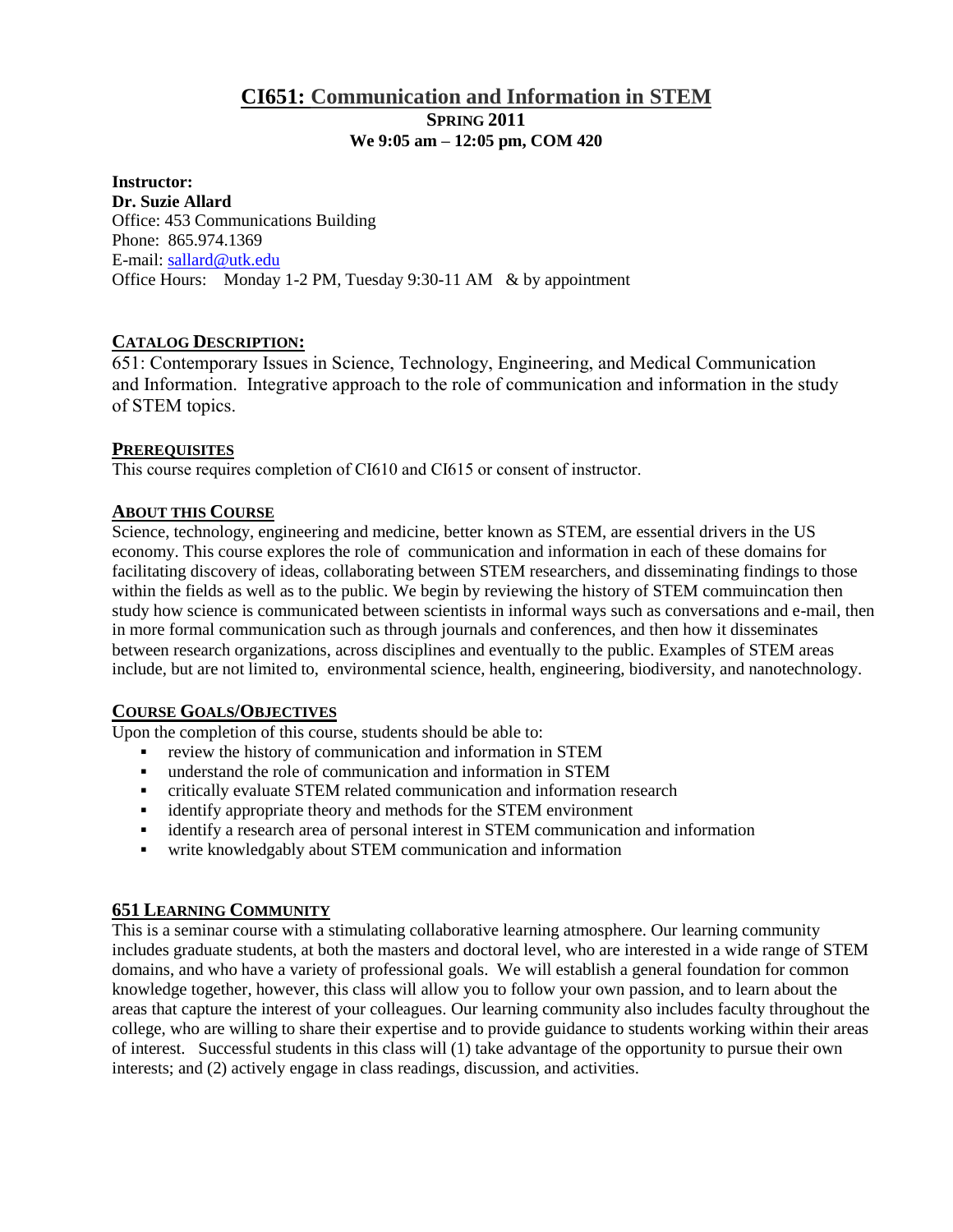# CI651: Communication and Information in STEM

**SPRING 2011**

**We 9:05 am – 12:05 pm, COM 420**

**Instructor:**
**Dr. Suzie Allard**
Office: 453 Communications Building
Phone: 865.974.1369
E-mail: sallard@utk.edu
Office Hours: Monday 1-2 PM, Tuesday 9:30-11 AM & by appointment

## CATALOG DESCRIPTION:

651: Contemporary Issues in Science, Technology, Engineering, and Medical Communication and Information. Integrative approach to the role of communication and information in the study of STEM topics.

## PREREQUISITES

This course requires completion of CI610 and CI615 or consent of instructor.

## ABOUT THIS COURSE

Science, technology, engineering and medicine, better known as STEM, are essential drivers in the US economy. This course explores the role of communication and information in each of these domains for facilitating discovery of ideas, collaborating between STEM researchers, and disseminating findings to those within the fields as well as to the public. We begin by reviewing the history of STEM commuincation then study how science is communicated between scientists in informal ways such as conversations and e-mail, then in more formal communication such as through journals and conferences, and then how it disseminates between research organizations, across disciplines and eventually to the public. Examples of STEM areas include, but are not limited to, environmental science, health, engineering, biodiversity, and nanotechnology.

## COURSE GOALS/OBJECTIVES

Upon the completion of this course, students should be able to:

- review the history of communication and information in STEM
- understand the role of communication and information in STEM
- critically evaluate STEM related communication and information research
- identify appropriate theory and methods for the STEM environment
- identify a research area of personal interest in STEM communication and information
- write knowledgably about STEM communication and information

## 651 LEARNING COMMUNITY

This is a seminar course with a stimulating collaborative learning atmosphere. Our learning community includes graduate students, at both the masters and doctoral level, who are interested in a wide range of STEM domains, and who have a variety of professional goals. We will establish a general foundation for common knowledge together, however, this class will allow you to follow your own passion, and to learn about the areas that capture the interest of your colleagues. Our learning community also includes faculty throughout the college, who are willing to share their expertise and to provide guidance to students working within their areas of interest. Successful students in this class will (1) take advantage of the opportunity to pursue their own interests; and (2) actively engage in class readings, discussion, and activities.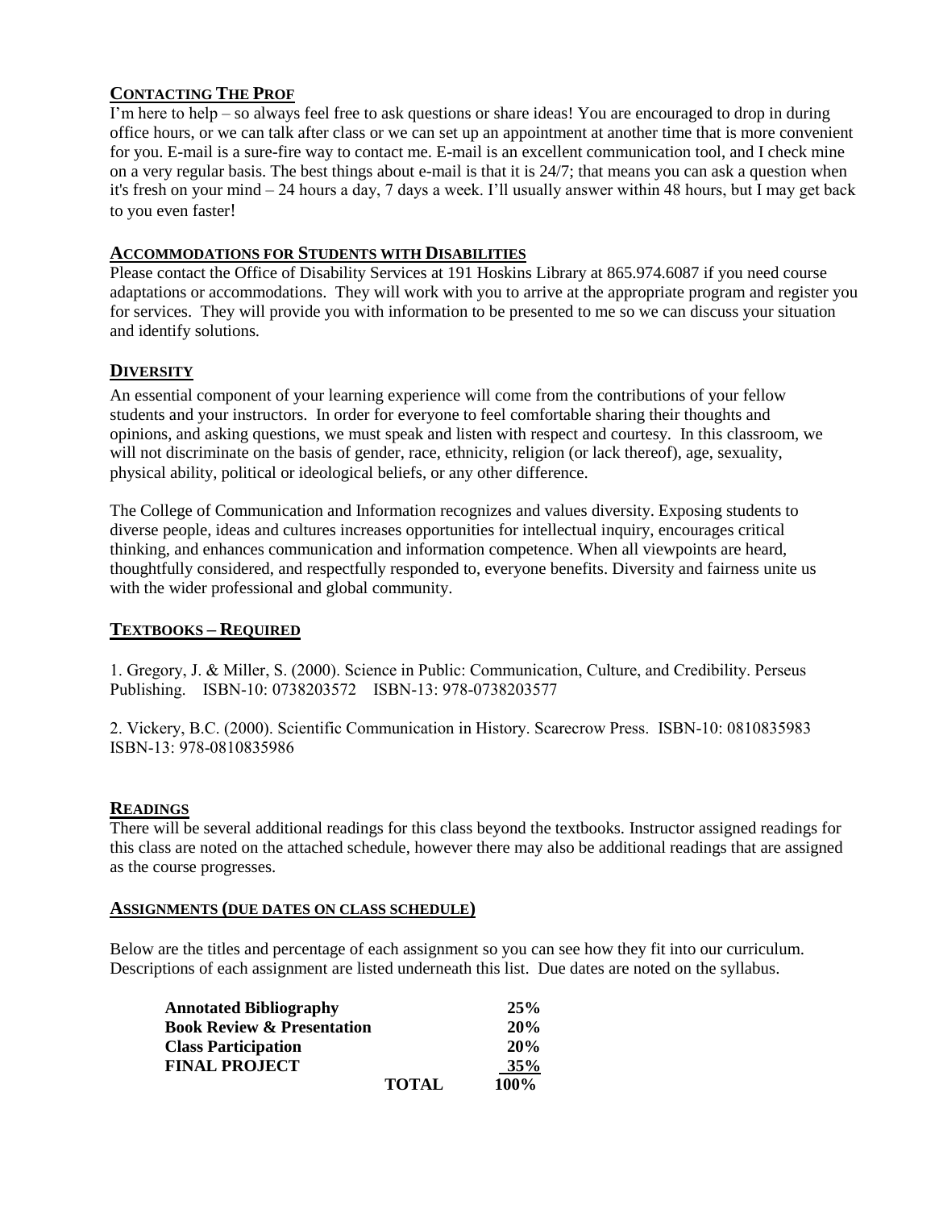## Contacting The Prof

I'm here to help – so always feel free to ask questions or share ideas! You are encouraged to drop in during office hours, or we can talk after class or we can set up an appointment at another time that is more convenient for you. E-mail is a sure-fire way to contact me. E-mail is an excellent communication tool, and I check mine on a very regular basis. The best things about e-mail is that it is 24/7; that means you can ask a question when it's fresh on your mind – 24 hours a day, 7 days a week. I'll usually answer within 48 hours, but I may get back to you even faster!

## Accommodations for Students with Disabilities

Please contact the Office of Disability Services at 191 Hoskins Library at 865.974.6087 if you need course adaptations or accommodations. They will work with you to arrive at the appropriate program and register you for services. They will provide you with information to be presented to me so we can discuss your situation and identify solutions.

## Diversity

An essential component of your learning experience will come from the contributions of your fellow students and your instructors. In order for everyone to feel comfortable sharing their thoughts and opinions, and asking questions, we must speak and listen with respect and courtesy. In this classroom, we will not discriminate on the basis of gender, race, ethnicity, religion (or lack thereof), age, sexuality, physical ability, political or ideological beliefs, or any other difference.

The College of Communication and Information recognizes and values diversity. Exposing students to diverse people, ideas and cultures increases opportunities for intellectual inquiry, encourages critical thinking, and enhances communication and information competence. When all viewpoints are heard, thoughtfully considered, and respectfully responded to, everyone benefits. Diversity and fairness unite us with the wider professional and global community.

## Textbooks – Required

1. Gregory, J. & Miller, S. (2000). Science in Public: Communication, Culture, and Credibility. Perseus Publishing. ISBN-10: 0738203572 ISBN-13: 978-0738203577

2. Vickery, B.C. (2000). Scientific Communication in History. Scarecrow Press. ISBN-10: 0810835983 ISBN-13: 978-0810835986

## Readings

There will be several additional readings for this class beyond the textbooks. Instructor assigned readings for this class are noted on the attached schedule, however there may also be additional readings that are assigned as the course progresses.

## Assignments (due dates on class schedule)

Below are the titles and percentage of each assignment so you can see how they fit into our curriculum. Descriptions of each assignment are listed underneath this list. Due dates are noted on the syllabus.

| Assignment | | Percentage |
|---|---|---|
| **Annotated Bibliography** | | **25%** |
| **Book Review & Presentation** | | **20%** |
| **Class Participation** | | **20%** |
| **FINAL PROJECT** | | **35%** |
| | **TOTAL** | **100%** |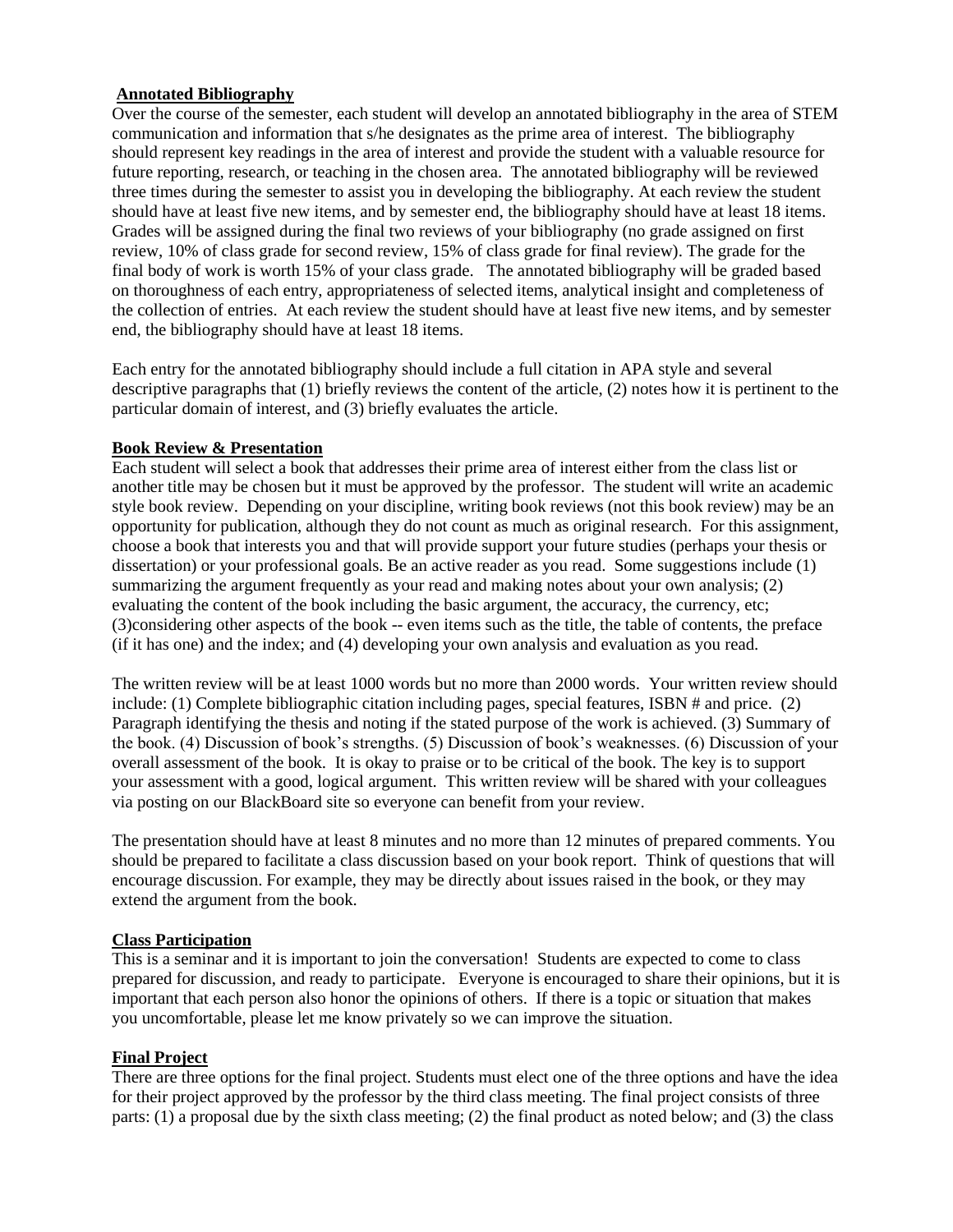**Annotated Bibliography**

Over the course of the semester, each student will develop an annotated bibliography in the area of STEM communication and information that s/he designates as the prime area of interest. The bibliography should represent key readings in the area of interest and provide the student with a valuable resource for future reporting, research, or teaching in the chosen area. The annotated bibliography will be reviewed three times during the semester to assist you in developing the bibliography. At each review the student should have at least five new items, and by semester end, the bibliography should have at least 18 items. Grades will be assigned during the final two reviews of your bibliography (no grade assigned on first review, 10% of class grade for second review, 15% of class grade for final review). The grade for the final body of work is worth 15% of your class grade. The annotated bibliography will be graded based on thoroughness of each entry, appropriateness of selected items, analytical insight and completeness of the collection of entries. At each review the student should have at least five new items, and by semester end, the bibliography should have at least 18 items.

Each entry for the annotated bibliography should include a full citation in APA style and several descriptive paragraphs that (1) briefly reviews the content of the article, (2) notes how it is pertinent to the particular domain of interest, and (3) briefly evaluates the article.

**Book Review & Presentation**

Each student will select a book that addresses their prime area of interest either from the class list or another title may be chosen but it must be approved by the professor. The student will write an academic style book review. Depending on your discipline, writing book reviews (not this book review) may be an opportunity for publication, although they do not count as much as original research. For this assignment, choose a book that interests you and that will provide support your future studies (perhaps your thesis or dissertation) or your professional goals. Be an active reader as you read. Some suggestions include (1) summarizing the argument frequently as your read and making notes about your own analysis; (2) evaluating the content of the book including the basic argument, the accuracy, the currency, etc; (3)considering other aspects of the book -- even items such as the title, the table of contents, the preface (if it has one) and the index; and (4) developing your own analysis and evaluation as you read.

The written review will be at least 1000 words but no more than 2000 words. Your written review should include: (1) Complete bibliographic citation including pages, special features, ISBN # and price. (2) Paragraph identifying the thesis and noting if the stated purpose of the work is achieved. (3) Summary of the book. (4) Discussion of book's strengths. (5) Discussion of book's weaknesses. (6) Discussion of your overall assessment of the book. It is okay to praise or to be critical of the book. The key is to support your assessment with a good, logical argument. This written review will be shared with your colleagues via posting on our BlackBoard site so everyone can benefit from your review.

The presentation should have at least 8 minutes and no more than 12 minutes of prepared comments. You should be prepared to facilitate a class discussion based on your book report. Think of questions that will encourage discussion. For example, they may be directly about issues raised in the book, or they may extend the argument from the book.

**Class Participation**

This is a seminar and it is important to join the conversation! Students are expected to come to class prepared for discussion, and ready to participate. Everyone is encouraged to share their opinions, but it is important that each person also honor the opinions of others. If there is a topic or situation that makes you uncomfortable, please let me know privately so we can improve the situation.

**Final Project**

There are three options for the final project. Students must elect one of the three options and have the idea for their project approved by the professor by the third class meeting. The final project consists of three parts: (1) a proposal due by the sixth class meeting; (2) the final product as noted below; and (3) the class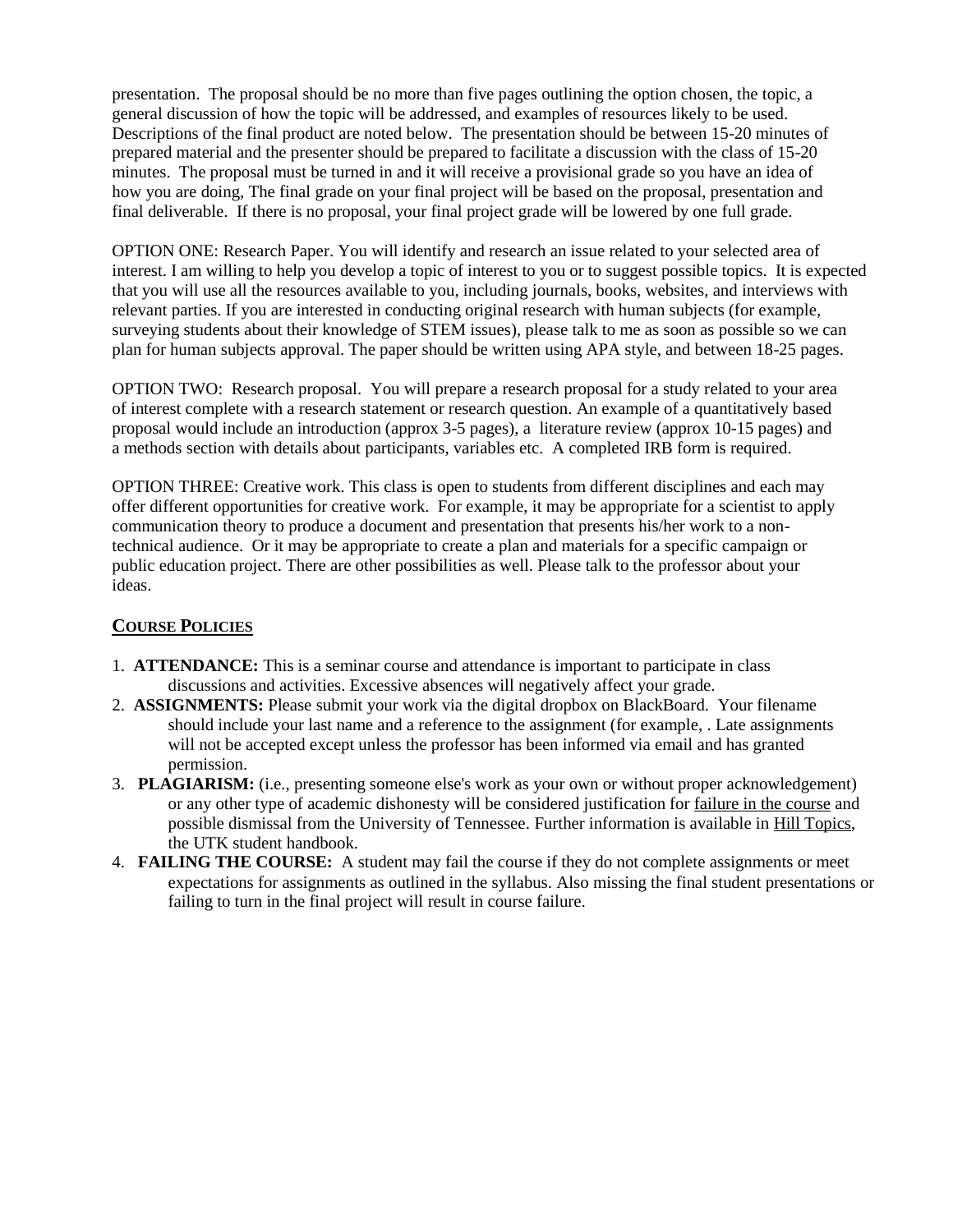presentation. The proposal should be no more than five pages outlining the option chosen, the topic, a general discussion of how the topic will be addressed, and examples of resources likely to be used. Descriptions of the final product are noted below. The presentation should be between 15-20 minutes of prepared material and the presenter should be prepared to facilitate a discussion with the class of 15-20 minutes. The proposal must be turned in and it will receive a provisional grade so you have an idea of how you are doing, The final grade on your final project will be based on the proposal, presentation and final deliverable. If there is no proposal, your final project grade will be lowered by one full grade.

OPTION ONE: Research Paper. You will identify and research an issue related to your selected area of interest. I am willing to help you develop a topic of interest to you or to suggest possible topics. It is expected that you will use all the resources available to you, including journals, books, websites, and interviews with relevant parties. If you are interested in conducting original research with human subjects (for example, surveying students about their knowledge of STEM issues), please talk to me as soon as possible so we can plan for human subjects approval. The paper should be written using APA style, and between 18-25 pages.

OPTION TWO: Research proposal. You will prepare a research proposal for a study related to your area of interest complete with a research statement or research question. An example of a quantitatively based proposal would include an introduction (approx 3-5 pages), a literature review (approx 10-15 pages) and a methods section with details about participants, variables etc. A completed IRB form is required.

OPTION THREE: Creative work. This class is open to students from different disciplines and each may offer different opportunities for creative work. For example, it may be appropriate for a scientist to apply communication theory to produce a document and presentation that presents his/her work to a non-technical audience. Or it may be appropriate to create a plan and materials for a specific campaign or public education project. There are other possibilities as well. Please talk to the professor about your ideas.

## COURSE POLICIES

1. **ATTENDANCE:** This is a seminar course and attendance is important to participate in class discussions and activities. Excessive absences will negatively affect your grade.
2. **ASSIGNMENTS:** Please submit your work via the digital dropbox on BlackBoard. Your filename should include your last name and a reference to the assignment (for example, . Late assignments will not be accepted except unless the professor has been informed via email and has granted permission.
3. **PLAGIARISM:** (i.e., presenting someone else's work as your own or without proper acknowledgement) or any other type of academic dishonesty will be considered justification for failure in the course and possible dismissal from the University of Tennessee. Further information is available in Hill Topics, the UTK student handbook.
4. **FAILING THE COURSE:** A student may fail the course if they do not complete assignments or meet expectations for assignments as outlined in the syllabus. Also missing the final student presentations or failing to turn in the final project will result in course failure.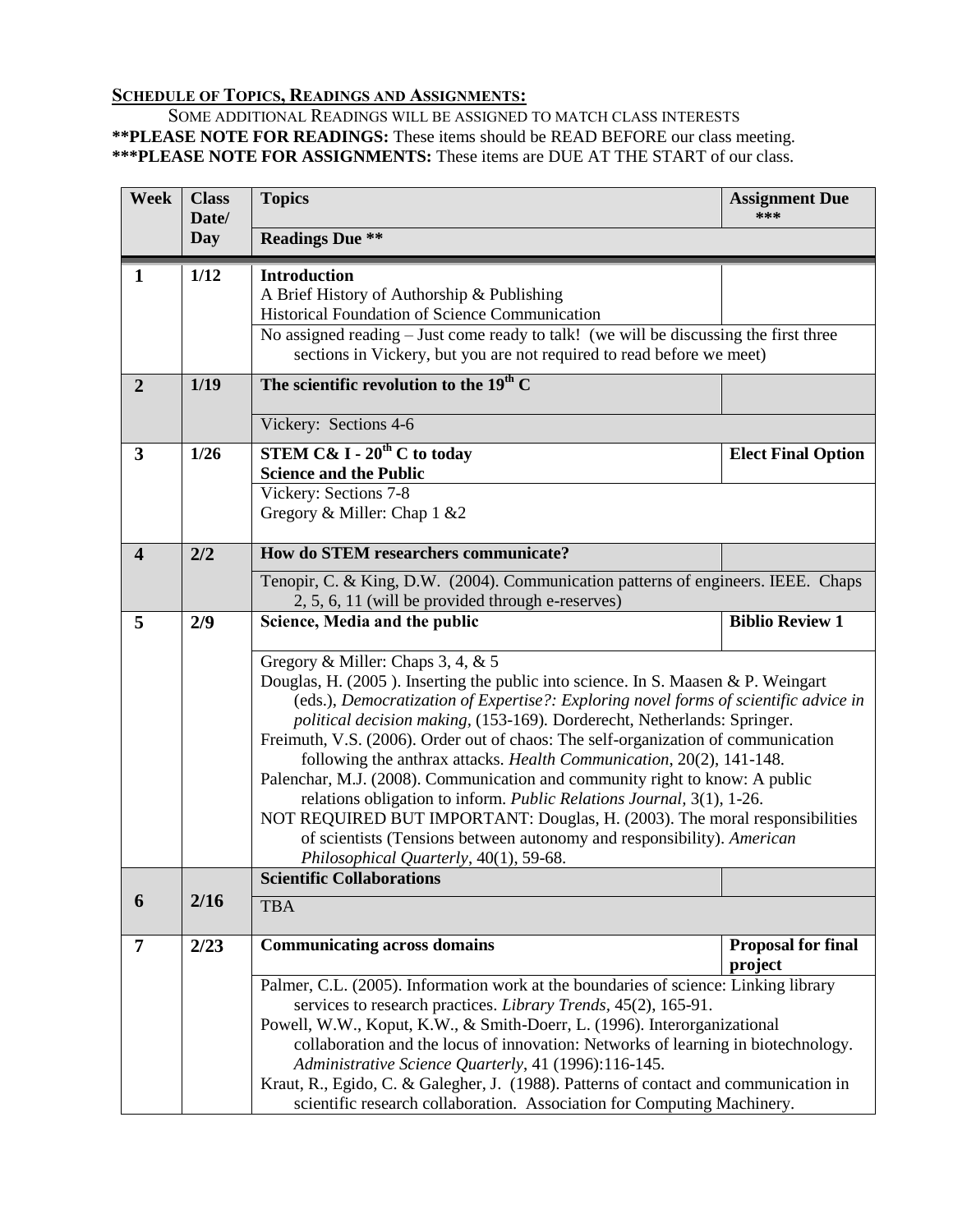**SCHEDULE OF TOPICS, READINGS AND ASSIGNMENTS:**

SOME ADDITIONAL READINGS WILL BE ASSIGNED TO MATCH CLASS INTERESTS

**PLEASE NOTE FOR READINGS:** These items should be READ BEFORE our class meeting.

**PLEASE NOTE FOR ASSIGNMENTS:** These items are DUE AT THE START of our class.

| Week | Class Date/ Day | Topics / Readings Due ** | Assignment Due *** |
|---|---|---|---|
| **1** | **1/12** | **Introduction**<br>A Brief History of Authorship & Publishing<br>Historical Foundation of Science Communication | |
| | | No assigned reading – Just come ready to talk! (we will be discussing the first three sections in Vickery, but you are not required to read before we meet) | |
| **2** | **1/19** | **The scientific revolution to the 19$^{th}$ C** | |
| | | Vickery: Sections 4-6 | |
| **3** | **1/26** | **STEM C& I - 20$^{th}$ C to today**<br>**Science and the Public** | **Elect Final Option** |
| | | Vickery: Sections 7-8<br>Gregory & Miller: Chap 1 &2 | |
| **4** | **2/2** | **How do STEM researchers communicate?** | |
| | | Tenopir, C. & King, D.W. (2004). Communication patterns of engineers. IEEE. Chaps 2, 5, 6, 11 (will be provided through e-reserves) | |
| **5** | **2/9** | **Science, Media and the public** | **Biblio Review 1** |
| | | Gregory & Miller: Chaps 3, 4, & 5<br>Douglas, H. (2005 ). Inserting the public into science. In S. Maasen & P. Weingart (eds.), *Democratization of Expertise?: Exploring novel forms of scientific advice in political decision making*, (153-169). Dorderecht, Netherlands: Springer.<br>Freimuth, V.S. (2006). Order out of chaos: The self-organization of communication following the anthrax attacks. *Health Communication*, 20(2), 141-148.<br>Palenchar, M.J. (2008). Communication and community right to know: A public relations obligation to inform. *Public Relations Journal*, 3(1), 1-26.<br>NOT REQUIRED BUT IMPORTANT: Douglas, H. (2003). The moral responsibilities of scientists (Tensions between autonomy and responsibility). *American Philosophical Quarterly*, 40(1), 59-68. | |
| **6** | **2/16** | **Scientific Collaborations** | |
| | | TBA | |
| **7** | **2/23** | **Communicating across domains** | **Proposal for final project** |
| | | Palmer, C.L. (2005). Information work at the boundaries of science: Linking library services to research practices. *Library Trends*, 45(2), 165-91.<br>Powell, W.W., Koput, K.W., & Smith-Doerr, L. (1996). Interorganizational collaboration and the locus of innovation: Networks of learning in biotechnology. *Administrative Science Quarterly*, 41 (1996):116-145.<br>Kraut, R., Egido, C. & Galegher, J. (1988). Patterns of contact and communication in scientific research collaboration. Association for Computing Machinery. | |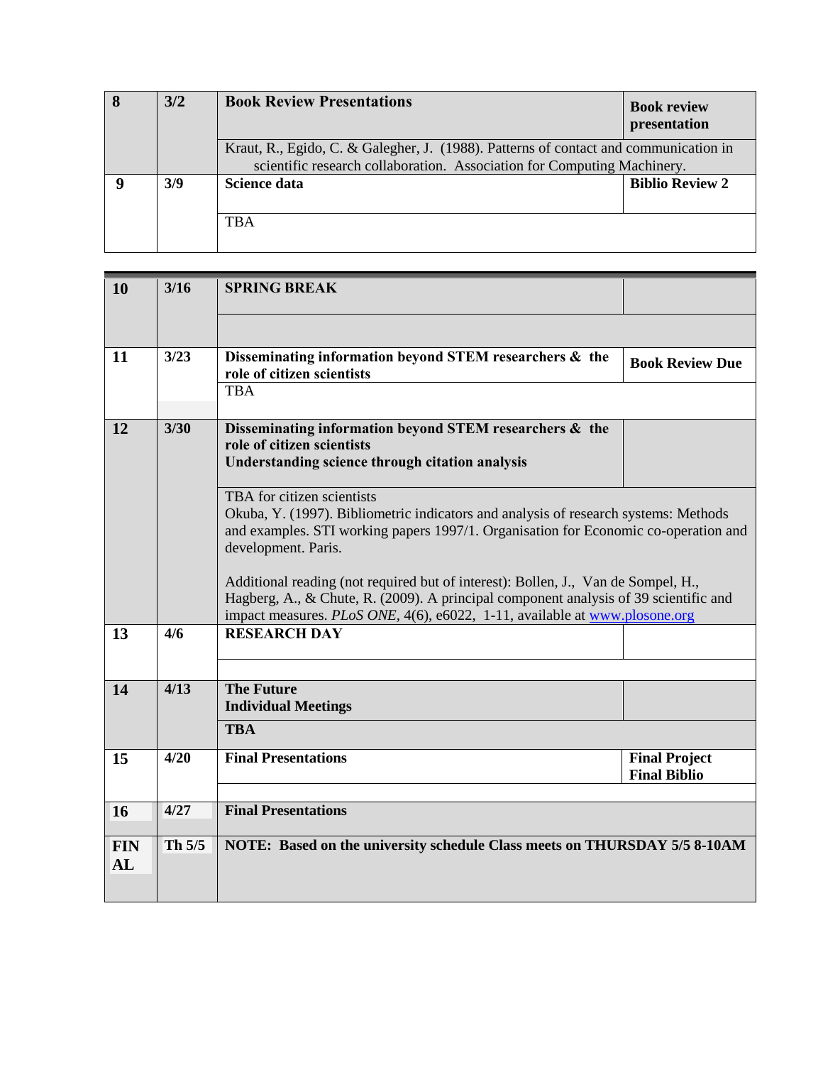| | | | |
|---|---|---|---|
| **8** | **3/2** | **Book Review Presentations** | **Book review presentation** |
| | | Kraut, R., Egido, C. & Galegher, J. (1988). Patterns of contact and communication in scientific research collaboration. Association for Computing Machinery. | |
| **9** | **3/9** | **Science data** | **Biblio Review 2** |
| | | TBA | |

| | | | |
|---|---|---|---|
| **10** | **3/16** | **SPRING BREAK** | |
| | | | |
| **11** | **3/23** | **Disseminating information beyond STEM researchers & the role of citizen scientists** | **Book Review Due** |
| | | TBA | |
| **12** | **3/30** | **Disseminating information beyond STEM researchers & the role of citizen scientists**<br>**Understanding science through citation analysis** | |
| | | TBA for citizen scientists<br>Okuba, Y. (1997). Bibliometric indicators and analysis of research systems: Methods and examples. STI working papers 1997/1. Organisation for Economic co-operation and development. Paris.<br><br>Additional reading (not required but of interest): Bollen, J., Van de Sompel, H., Hagberg, A., & Chute, R. (2009). A principal component analysis of 39 scientific and impact measures. *PLoS ONE*, 4(6), e6022, 1-11, available at www.plosone.org | |
| **13** | **4/6** | **RESEARCH DAY** | |
| | | | |
| **14** | **4/13** | **The Future**<br>**Individual Meetings** | |
| | | **TBA** | |
| **15** | **4/20** | **Final Presentations** | **Final Project**<br>**Final Biblio** |
| | | | |
| **16** | **4/27** | **Final Presentations** | |
| **FINAL** | **Th 5/5** | **NOTE: Based on the university schedule Class meets on THURSDAY 5/5 8-10AM** | |